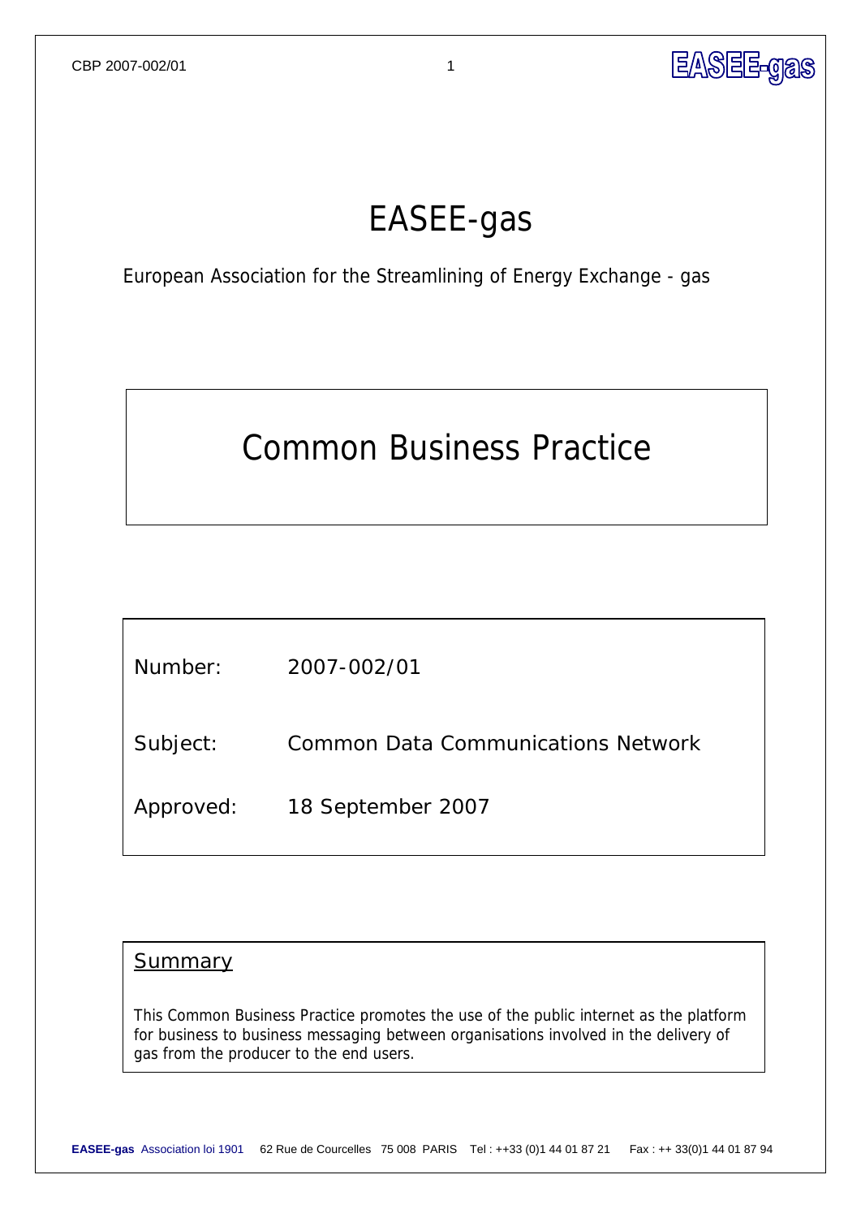# EASEE-gas

European Association for the Streamlining of Energy Exchange - gas

## Common Business Practice

| | |
|---|---|
| Number: | 2007-002/01 |
| Subject: | Common Data Communications Network |
| Approved: | 18 September 2007 |

### Summary

This Common Business Practice promotes the use of the public internet as the platform for business to business messaging between organisations involved in the delivery of gas from the producer to the end users.

**EASEE-gas** Association loi 1901 62 Rue de Courcelles 75 008 PARIS Tel : ++33 (0)1 44 01 87 21 Fax : ++ 33(0)1 44 01 87 94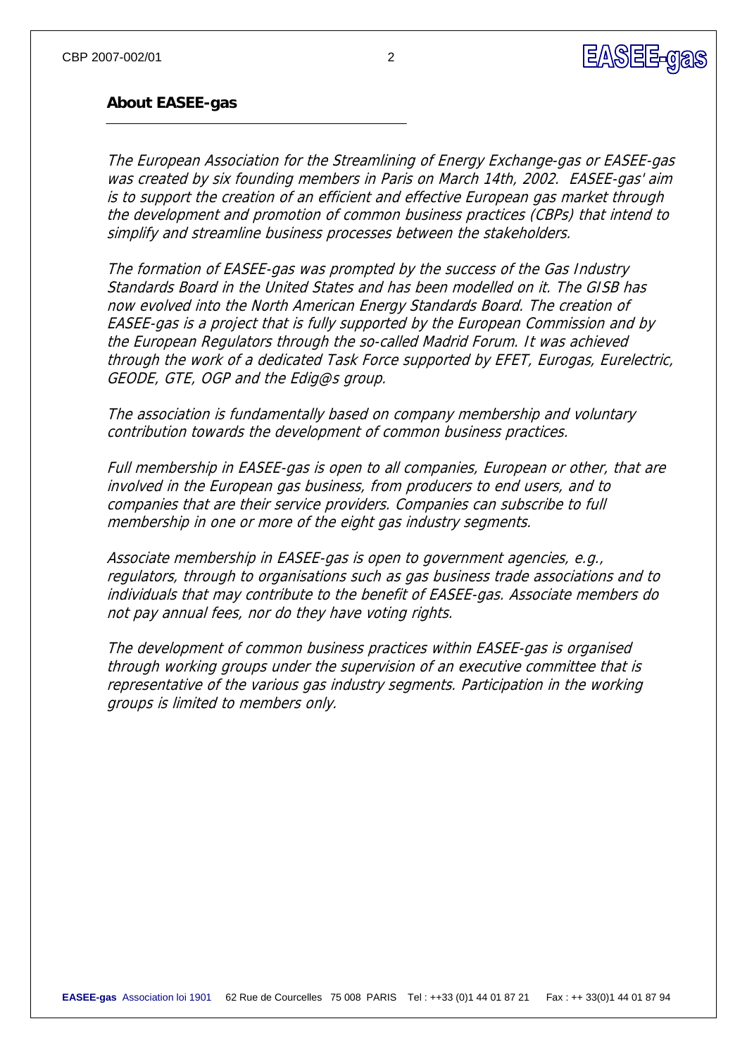## About EASEE-gas

*The European Association for the Streamlining of Energy Exchange-gas or EASEE-gas was created by six founding members in Paris on March 14th, 2002. EASEE-gas' aim is to support the creation of an efficient and effective European gas market through the development and promotion of common business practices (CBPs) that intend to simplify and streamline business processes between the stakeholders.*

*The formation of EASEE-gas was prompted by the success of the Gas Industry Standards Board in the United States and has been modelled on it. The GISB has now evolved into the North American Energy Standards Board. The creation of EASEE-gas is a project that is fully supported by the European Commission and by the European Regulators through the so-called Madrid Forum. It was achieved through the work of a dedicated Task Force supported by EFET, Eurogas, Eurelectric, GEODE, GTE, OGP and the Edig@s group.*

*The association is fundamentally based on company membership and voluntary contribution towards the development of common business practices.*

*Full membership in EASEE-gas is open to all companies, European or other, that are involved in the European gas business, from producers to end users, and to companies that are their service providers. Companies can subscribe to full membership in one or more of the eight gas industry segments.*

*Associate membership in EASEE-gas is open to government agencies, e.g., regulators, through to organisations such as gas business trade associations and to individuals that may contribute to the benefit of EASEE-gas. Associate members do not pay annual fees, nor do they have voting rights.*

*The development of common business practices within EASEE-gas is organised through working groups under the supervision of an executive committee that is representative of the various gas industry segments. Participation in the working groups is limited to members only.*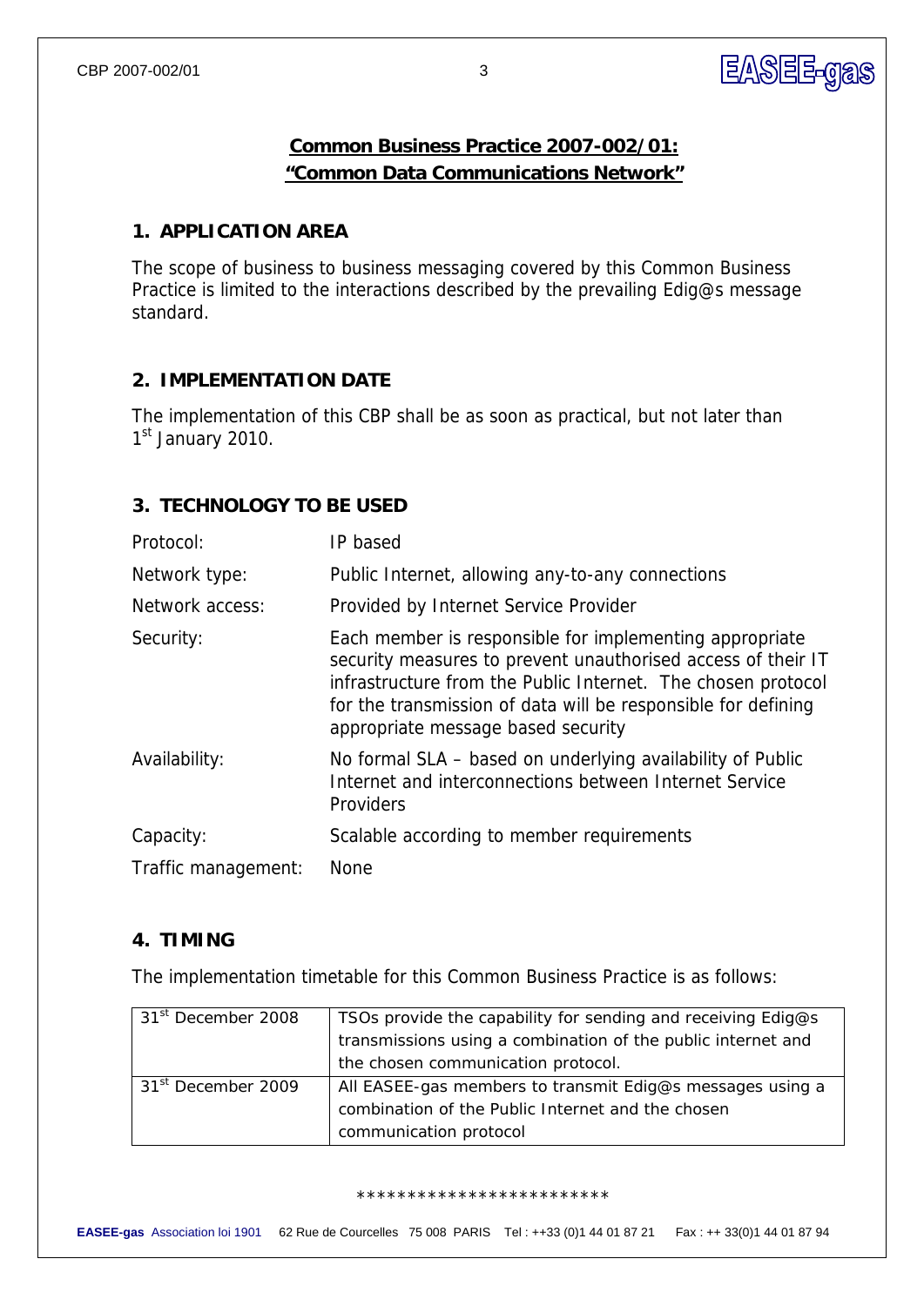# **Common Business Practice 2007-002/01: "Common Data Communications Network"**

## 1. APPLICATION AREA

The scope of business to business messaging covered by this Common Business Practice is limited to the interactions described by the prevailing Edig@s message standard.

## 2. IMPLEMENTATION DATE

The implementation of this CBP shall be as soon as practical, but not later than 1st January 2010.

## 3. TECHNOLOGY TO BE USED

| | |
|---|---|
| Protocol: | IP based |
| Network type: | Public Internet, allowing any-to-any connections |
| Network access: | Provided by Internet Service Provider |
| Security: | Each member is responsible for implementing appropriate security measures to prevent unauthorised access of their IT infrastructure from the Public Internet. The chosen protocol for the transmission of data will be responsible for defining appropriate message based security |
| Availability: | No formal SLA – based on underlying availability of Public Internet and interconnections between Internet Service Providers |
| Capacity: | Scalable according to member requirements |
| Traffic management: | None |

## 4. TIMING

The implementation timetable for this Common Business Practice is as follows:

| | |
|---|---|
| 31st December 2008 | TSOs provide the capability for sending and receiving Edig@s transmissions using a combination of the public internet and the chosen communication protocol. |
| 31st December 2009 | All EASEE-gas members to transmit Edig@s messages using a combination of the Public Internet and the chosen communication protocol |

\*\*\*\*\*\*\*\*\*\*\*\*\*\*\*\*\*\*\*\*\*\*\*\*\*